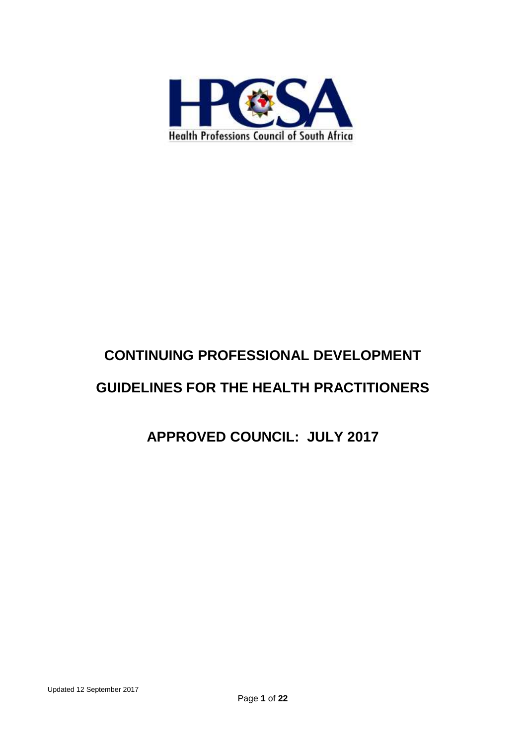HPCSA

Health Professions Council of South Africa

# CONTINUING PROFESSIONAL DEVELOPMENT

# GUIDELINES FOR THE HEALTH PRACTITIONERS

## APPROVED COUNCIL: JULY 2017

Updated 12 September 2017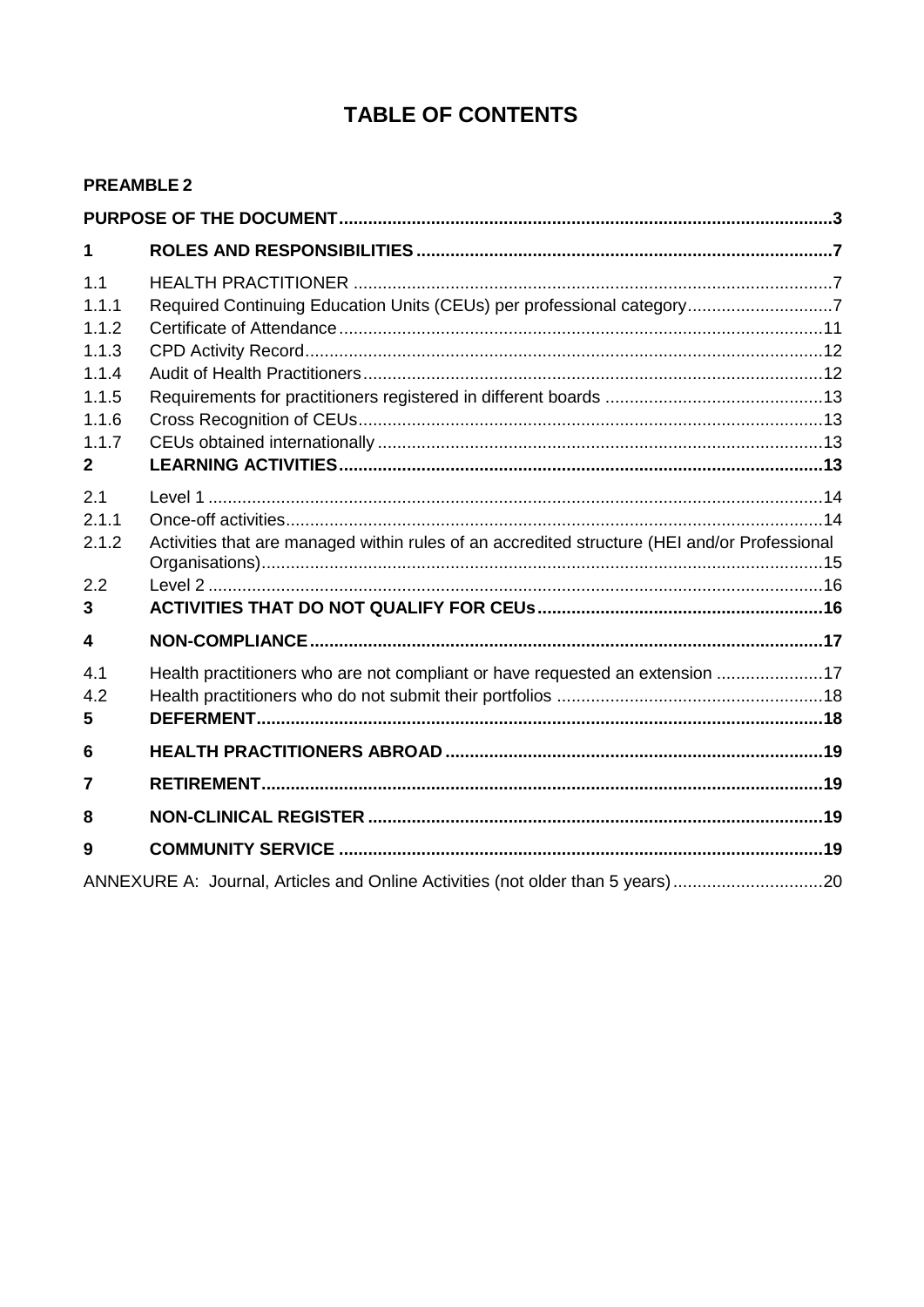# TABLE OF CONTENTS

**PREAMBLE 2**

| | | |
|---|---|---|
| **PURPOSE OF THE DOCUMENT** | | **3** |
| **1** | **ROLES AND RESPONSIBILITIES** | **7** |
| 1.1 | HEALTH PRACTITIONER | 7 |
| 1.1.1 | Required Continuing Education Units (CEUs) per professional category | 7 |
| 1.1.2 | Certificate of Attendance | 11 |
| 1.1.3 | CPD Activity Record | 12 |
| 1.1.4 | Audit of Health Practitioners | 12 |
| 1.1.5 | Requirements for practitioners registered in different boards | 13 |
| 1.1.6 | Cross Recognition of CEUs | 13 |
| 1.1.7 | CEUs obtained internationally | 13 |
| **2** | **LEARNING ACTIVITIES** | **13** |
| 2.1 | Level 1 | 14 |
| 2.1.1 | Once-off activities | 14 |
| 2.1.2 | Activities that are managed within rules of an accredited structure (HEI and/or Professional Organisations) | 15 |
| 2.2 | Level 2 | 16 |
| **3** | **ACTIVITIES THAT DO NOT QUALIFY FOR CEUs** | **16** |
| **4** | **NON-COMPLIANCE** | **17** |
| 4.1 | Health practitioners who are not compliant or have requested an extension | 17 |
| 4.2 | Health practitioners who do not submit their portfolios | 18 |
| **5** | **DEFERMENT** | **18** |
| **6** | **HEALTH PRACTITIONERS ABROAD** | **19** |
| **7** | **RETIREMENT** | **19** |
| **8** | **NON-CLINICAL REGISTER** | **19** |
| **9** | **COMMUNITY SERVICE** | **19** |
| ANNEXURE A: Journal, Articles and Online Activities (not older than 5 years) | | 20 |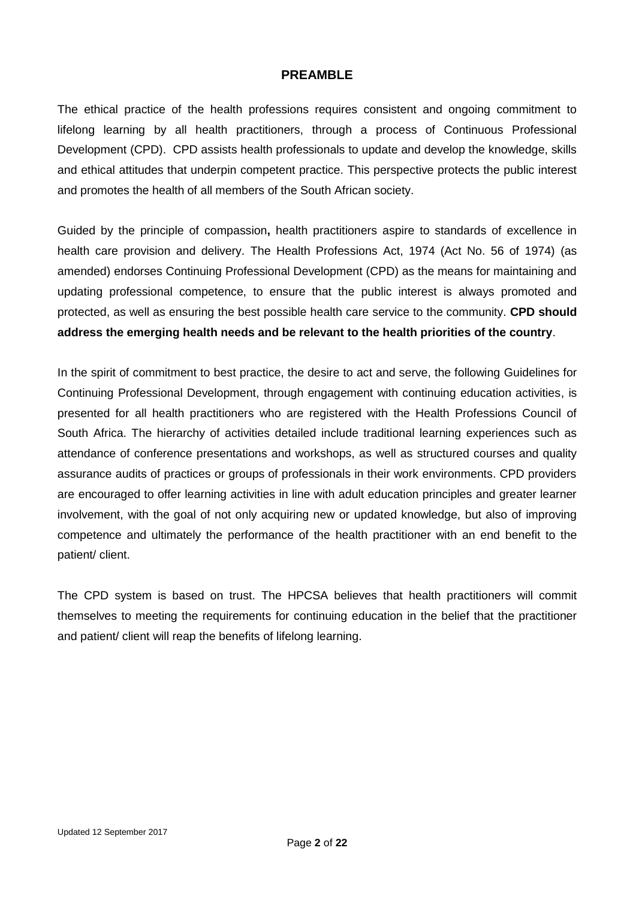# PREAMBLE

The ethical practice of the health professions requires consistent and ongoing commitment to lifelong learning by all health practitioners, through a process of Continuous Professional Development (CPD). CPD assists health professionals to update and develop the knowledge, skills and ethical attitudes that underpin competent practice. This perspective protects the public interest and promotes the health of all members of the South African society.

Guided by the principle of compassion**,** health practitioners aspire to standards of excellence in health care provision and delivery. The Health Professions Act, 1974 (Act No. 56 of 1974) (as amended) endorses Continuing Professional Development (CPD) as the means for maintaining and updating professional competence, to ensure that the public interest is always promoted and protected, as well as ensuring the best possible health care service to the community. **CPD should address the emerging health needs and be relevant to the health priorities of the country**.

In the spirit of commitment to best practice, the desire to act and serve, the following Guidelines for Continuing Professional Development, through engagement with continuing education activities, is presented for all health practitioners who are registered with the Health Professions Council of South Africa. The hierarchy of activities detailed include traditional learning experiences such as attendance of conference presentations and workshops, as well as structured courses and quality assurance audits of practices or groups of professionals in their work environments. CPD providers are encouraged to offer learning activities in line with adult education principles and greater learner involvement, with the goal of not only acquiring new or updated knowledge, but also of improving competence and ultimately the performance of the health practitioner with an end benefit to the patient/ client.

The CPD system is based on trust. The HPCSA believes that health practitioners will commit themselves to meeting the requirements for continuing education in the belief that the practitioner and patient/ client will reap the benefits of lifelong learning.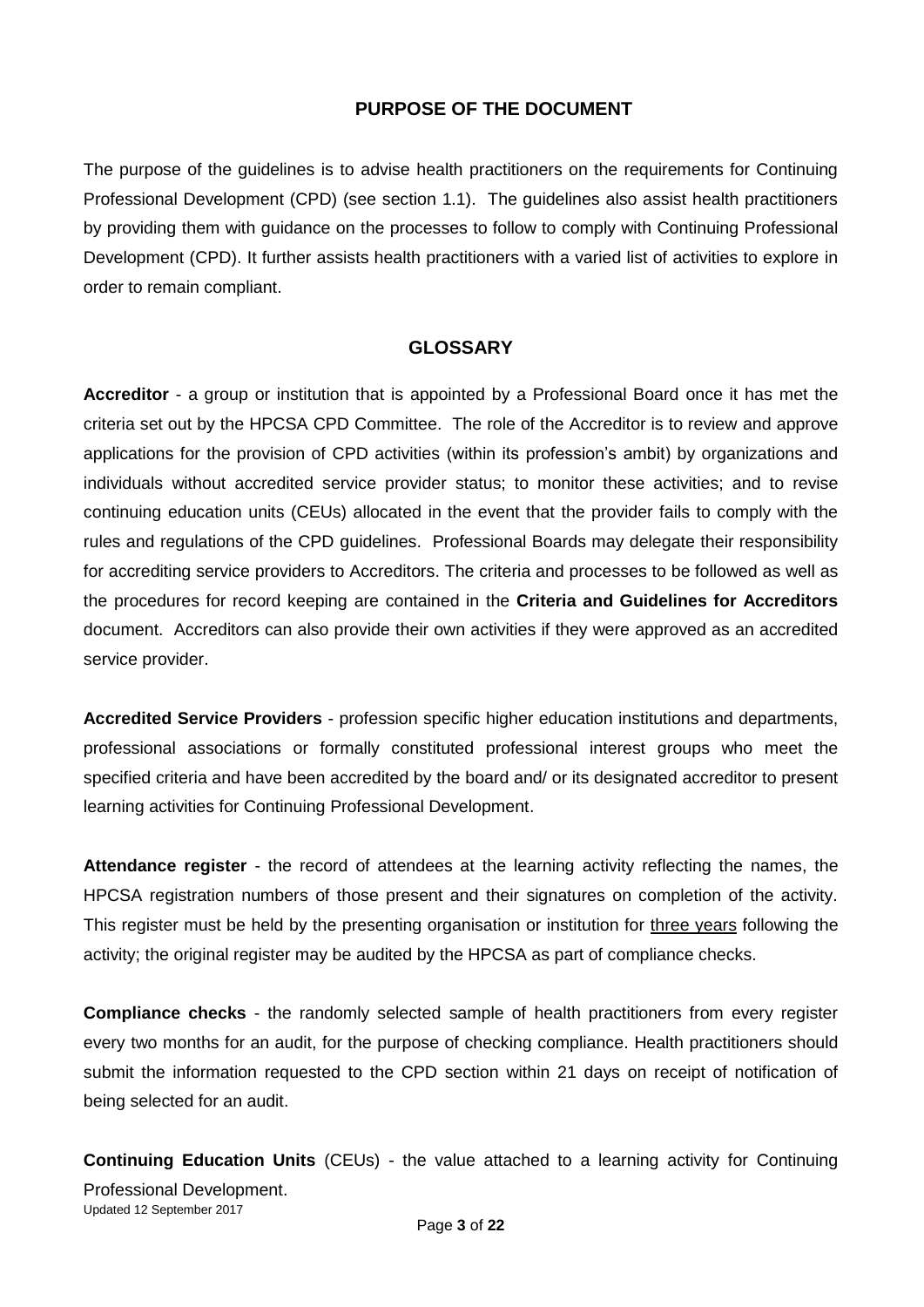## PURPOSE OF THE DOCUMENT

The purpose of the guidelines is to advise health practitioners on the requirements for Continuing Professional Development (CPD) (see section 1.1). The guidelines also assist health practitioners by providing them with guidance on the processes to follow to comply with Continuing Professional Development (CPD). It further assists health practitioners with a varied list of activities to explore in order to remain compliant.

## GLOSSARY

**Accreditor** - a group or institution that is appointed by a Professional Board once it has met the criteria set out by the HPCSA CPD Committee. The role of the Accreditor is to review and approve applications for the provision of CPD activities (within its profession's ambit) by organizations and individuals without accredited service provider status; to monitor these activities; and to revise continuing education units (CEUs) allocated in the event that the provider fails to comply with the rules and regulations of the CPD guidelines. Professional Boards may delegate their responsibility for accrediting service providers to Accreditors. The criteria and processes to be followed as well as the procedures for record keeping are contained in the **Criteria and Guidelines for Accreditors** document. Accreditors can also provide their own activities if they were approved as an accredited service provider.

**Accredited Service Providers** - profession specific higher education institutions and departments, professional associations or formally constituted professional interest groups who meet the specified criteria and have been accredited by the board and/ or its designated accreditor to present learning activities for Continuing Professional Development.

**Attendance register** - the record of attendees at the learning activity reflecting the names, the HPCSA registration numbers of those present and their signatures on completion of the activity. This register must be held by the presenting organisation or institution for three years following the activity; the original register may be audited by the HPCSA as part of compliance checks.

**Compliance checks** - the randomly selected sample of health practitioners from every register every two months for an audit, for the purpose of checking compliance. Health practitioners should submit the information requested to the CPD section within 21 days on receipt of notification of being selected for an audit.

**Continuing Education Units** (CEUs) - the value attached to a learning activity for Continuing Professional Development.

Updated 12 September 2017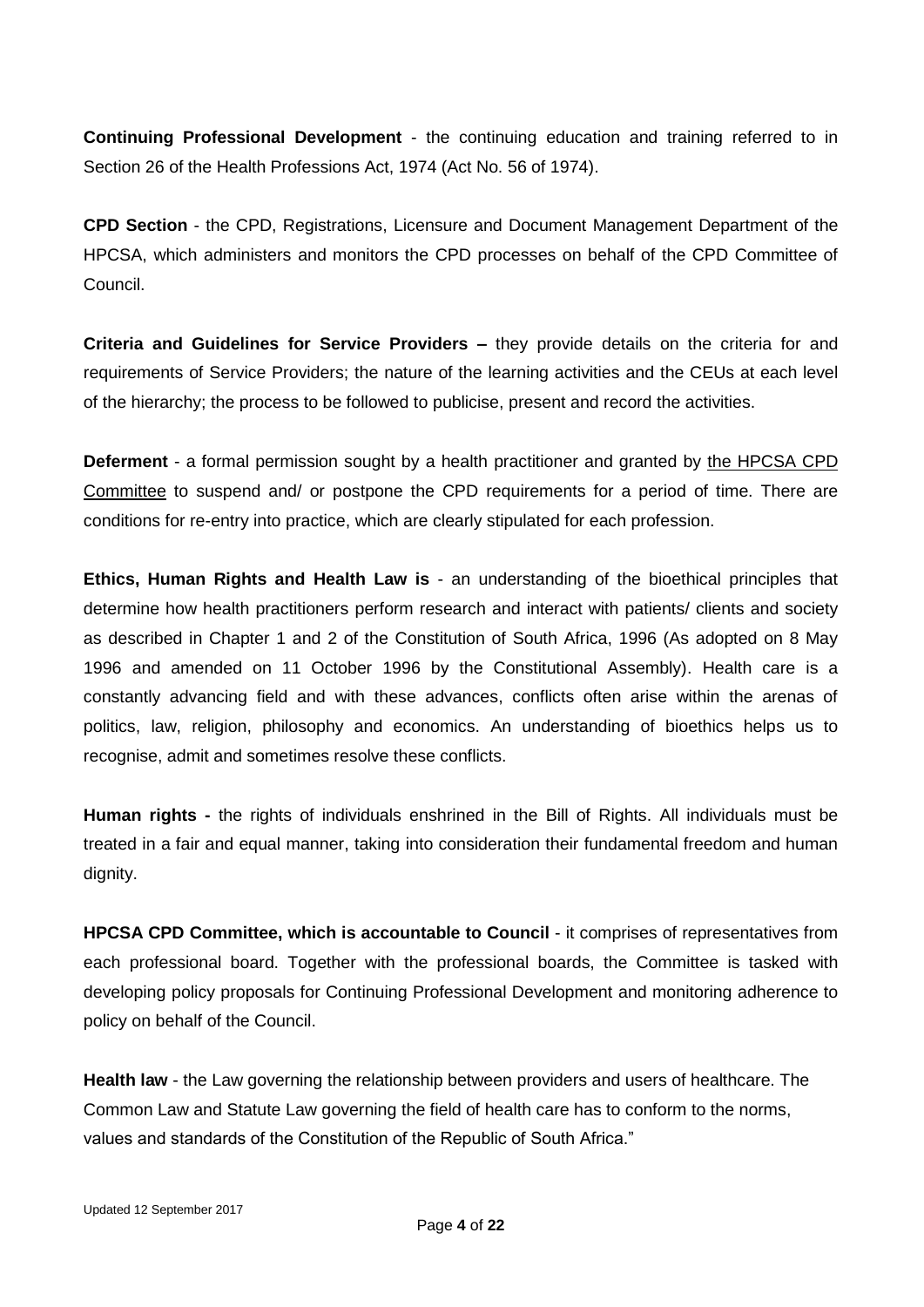**Continuing Professional Development** - the continuing education and training referred to in Section 26 of the Health Professions Act, 1974 (Act No. 56 of 1974).

**CPD Section** - the CPD, Registrations, Licensure and Document Management Department of the HPCSA, which administers and monitors the CPD processes on behalf of the CPD Committee of Council.

**Criteria and Guidelines for Service Providers –** they provide details on the criteria for and requirements of Service Providers; the nature of the learning activities and the CEUs at each level of the hierarchy; the process to be followed to publicise, present and record the activities.

**Deferment** - a formal permission sought by a health practitioner and granted by the HPCSA CPD Committee to suspend and/ or postpone the CPD requirements for a period of time. There are conditions for re-entry into practice, which are clearly stipulated for each profession.

**Ethics, Human Rights and Health Law is** - an understanding of the bioethical principles that determine how health practitioners perform research and interact with patients/ clients and society as described in Chapter 1 and 2 of the Constitution of South Africa, 1996 (As adopted on 8 May 1996 and amended on 11 October 1996 by the Constitutional Assembly). Health care is a constantly advancing field and with these advances, conflicts often arise within the arenas of politics, law, religion, philosophy and economics. An understanding of bioethics helps us to recognise, admit and sometimes resolve these conflicts.

**Human rights -** the rights of individuals enshrined in the Bill of Rights. All individuals must be treated in a fair and equal manner, taking into consideration their fundamental freedom and human dignity.

**HPCSA CPD Committee, which is accountable to Council** - it comprises of representatives from each professional board. Together with the professional boards, the Committee is tasked with developing policy proposals for Continuing Professional Development and monitoring adherence to policy on behalf of the Council.

**Health law** - the Law governing the relationship between providers and users of healthcare. The Common Law and Statute Law governing the field of health care has to conform to the norms, values and standards of the Constitution of the Republic of South Africa."

Updated 12 September 2017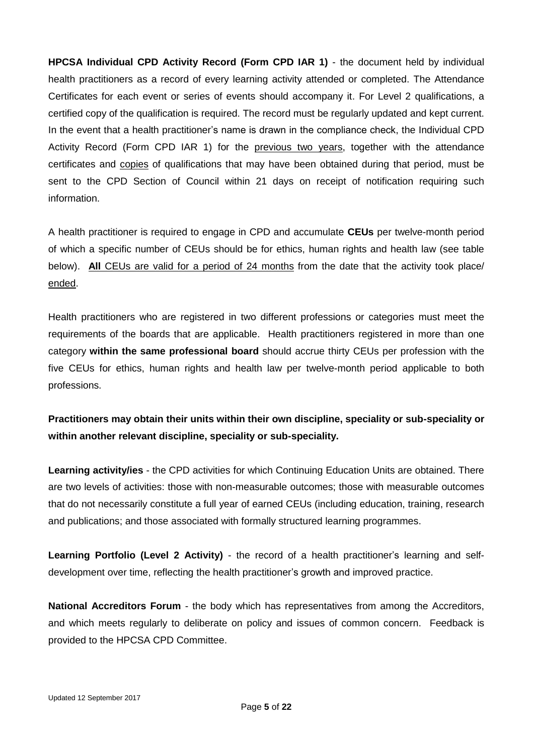**HPCSA Individual CPD Activity Record (Form CPD IAR 1)** - the document held by individual health practitioners as a record of every learning activity attended or completed. The Attendance Certificates for each event or series of events should accompany it. For Level 2 qualifications, a certified copy of the qualification is required. The record must be regularly updated and kept current. In the event that a health practitioner's name is drawn in the compliance check, the Individual CPD Activity Record (Form CPD IAR 1) for the previous two years, together with the attendance certificates and copies of qualifications that may have been obtained during that period, must be sent to the CPD Section of Council within 21 days on receipt of notification requiring such information.

A health practitioner is required to engage in CPD and accumulate **CEUs** per twelve-month period of which a specific number of CEUs should be for ethics, human rights and health law (see table below). **All** CEUs are valid for a period of 24 months from the date that the activity took place/ ended.

Health practitioners who are registered in two different professions or categories must meet the requirements of the boards that are applicable. Health practitioners registered in more than one category **within the same professional board** should accrue thirty CEUs per profession with the five CEUs for ethics, human rights and health law per twelve-month period applicable to both professions.

**Practitioners may obtain their units within their own discipline, speciality or sub-speciality or within another relevant discipline, speciality or sub-speciality.**

**Learning activity/ies** - the CPD activities for which Continuing Education Units are obtained. There are two levels of activities: those with non-measurable outcomes; those with measurable outcomes that do not necessarily constitute a full year of earned CEUs (including education, training, research and publications; and those associated with formally structured learning programmes.

**Learning Portfolio (Level 2 Activity)** - the record of a health practitioner's learning and self-development over time, reflecting the health practitioner's growth and improved practice.

**National Accreditors Forum** - the body which has representatives from among the Accreditors, and which meets regularly to deliberate on policy and issues of common concern. Feedback is provided to the HPCSA CPD Committee.

Updated 12 September 2017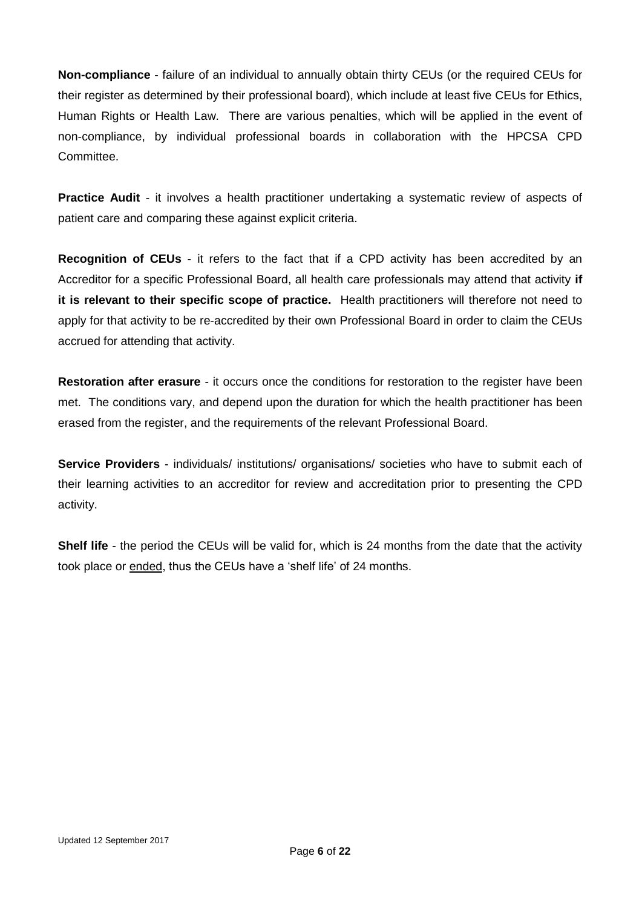**Non-compliance** - failure of an individual to annually obtain thirty CEUs (or the required CEUs for their register as determined by their professional board), which include at least five CEUs for Ethics, Human Rights or Health Law. There are various penalties, which will be applied in the event of non-compliance, by individual professional boards in collaboration with the HPCSA CPD Committee.

**Practice Audit** - it involves a health practitioner undertaking a systematic review of aspects of patient care and comparing these against explicit criteria.

**Recognition of CEUs** - it refers to the fact that if a CPD activity has been accredited by an Accreditor for a specific Professional Board, all health care professionals may attend that activity **if it is relevant to their specific scope of practice.** Health practitioners will therefore not need to apply for that activity to be re-accredited by their own Professional Board in order to claim the CEUs accrued for attending that activity.

**Restoration after erasure** - it occurs once the conditions for restoration to the register have been met. The conditions vary, and depend upon the duration for which the health practitioner has been erased from the register, and the requirements of the relevant Professional Board.

**Service Providers** - individuals/ institutions/ organisations/ societies who have to submit each of their learning activities to an accreditor for review and accreditation prior to presenting the CPD activity.

**Shelf life** - the period the CEUs will be valid for, which is 24 months from the date that the activity took place or ended, thus the CEUs have a 'shelf life' of 24 months.

Updated 12 September 2017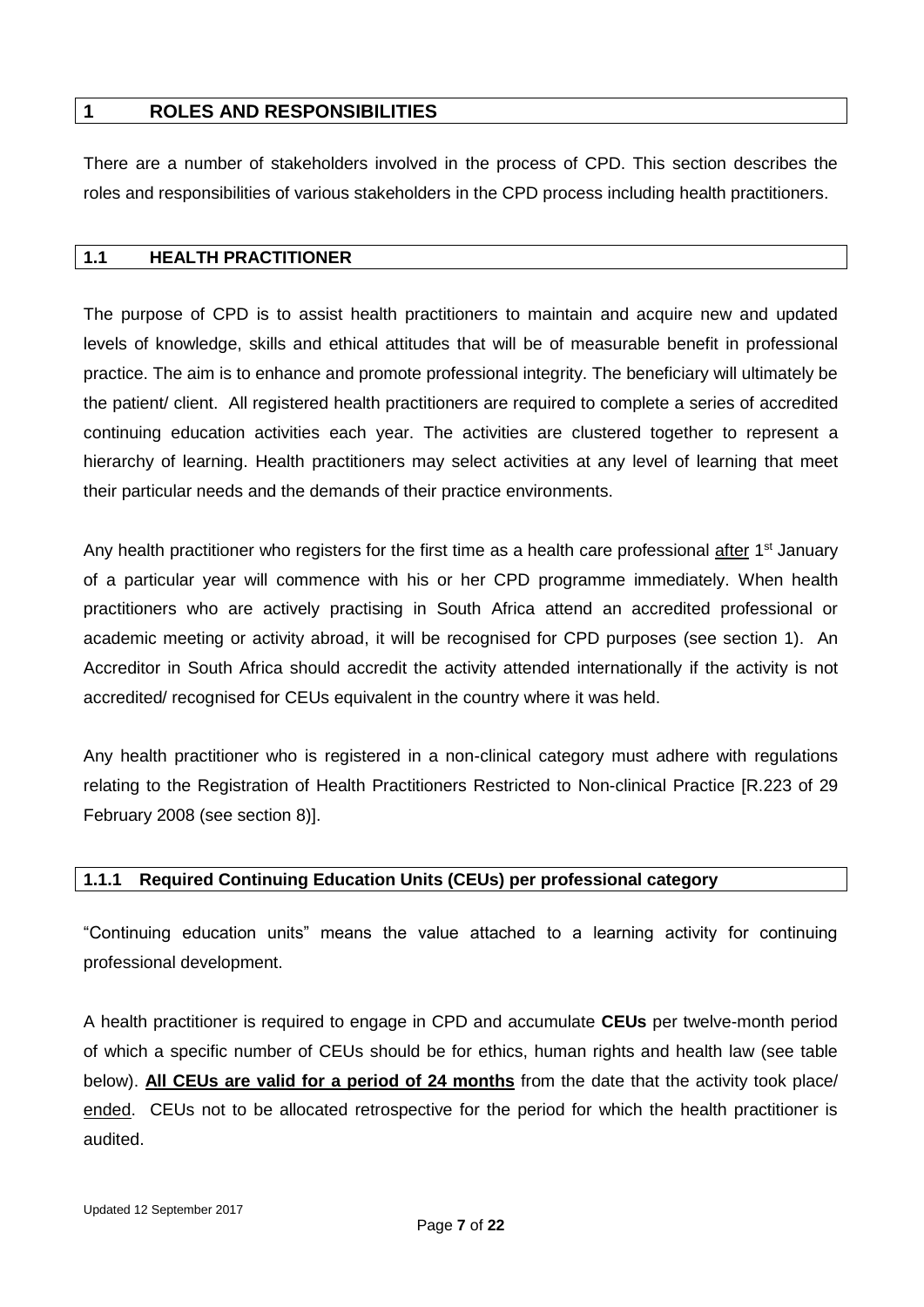## 1 ROLES AND RESPONSIBILITIES

There are a number of stakeholders involved in the process of CPD. This section describes the roles and responsibilities of various stakeholders in the CPD process including health practitioners.

### 1.1 HEALTH PRACTITIONER

The purpose of CPD is to assist health practitioners to maintain and acquire new and updated levels of knowledge, skills and ethical attitudes that will be of measurable benefit in professional practice. The aim is to enhance and promote professional integrity. The beneficiary will ultimately be the patient/ client. All registered health practitioners are required to complete a series of accredited continuing education activities each year. The activities are clustered together to represent a hierarchy of learning. Health practitioners may select activities at any level of learning that meet their particular needs and the demands of their practice environments.

Any health practitioner who registers for the first time as a health care professional after 1st January of a particular year will commence with his or her CPD programme immediately. When health practitioners who are actively practising in South Africa attend an accredited professional or academic meeting or activity abroad, it will be recognised for CPD purposes (see section 1). An Accreditor in South Africa should accredit the activity attended internationally if the activity is not accredited/ recognised for CEUs equivalent in the country where it was held.

Any health practitioner who is registered in a non-clinical category must adhere with regulations relating to the Registration of Health Practitioners Restricted to Non-clinical Practice [R.223 of 29 February 2008 (see section 8)].

#### 1.1.1 Required Continuing Education Units (CEUs) per professional category

"Continuing education units" means the value attached to a learning activity for continuing professional development.

A health practitioner is required to engage in CPD and accumulate **CEUs** per twelve-month period of which a specific number of CEUs should be for ethics, human rights and health law (see table below). **All CEUs are valid for a period of 24 months** from the date that the activity took place/ ended. CEUs not to be allocated retrospective for the period for which the health practitioner is audited.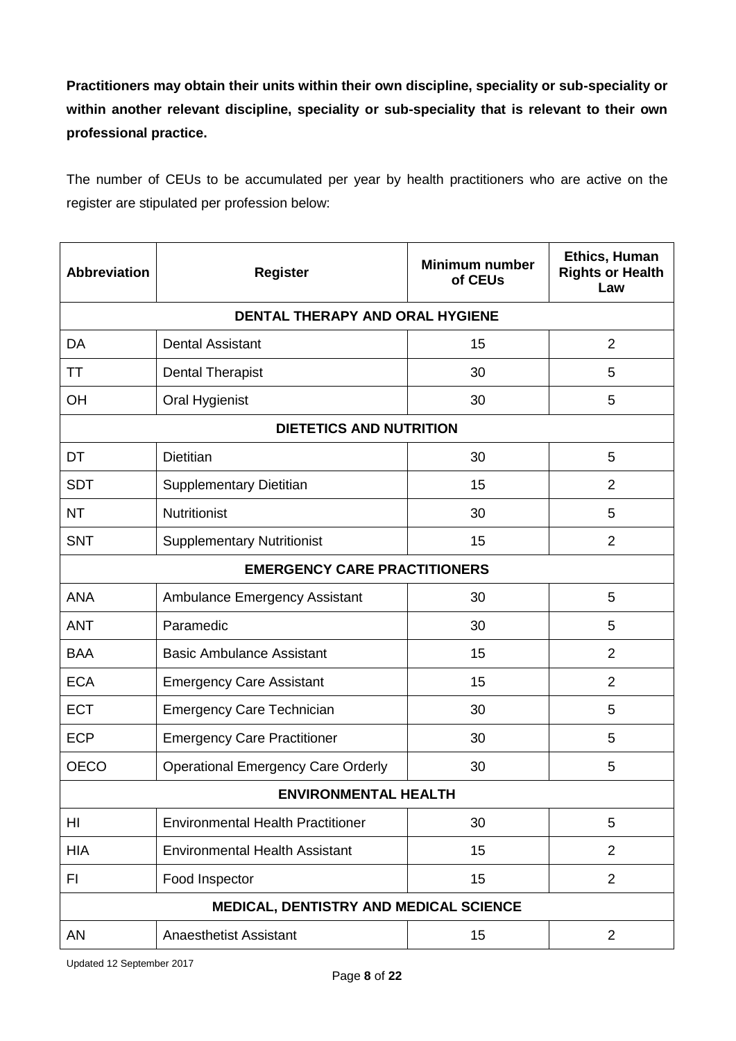**Practitioners may obtain their units within their own discipline, speciality or sub-speciality or within another relevant discipline, speciality or sub-speciality that is relevant to their own professional practice.**

The number of CEUs to be accumulated per year by health practitioners who are active on the register are stipulated per profession below:

| Abbreviation | Register | Minimum number of CEUs | Ethics, Human Rights or Health Law |
|---|---|---|---|
| **DENTAL THERAPY AND ORAL HYGIENE** | | | |
| DA | Dental Assistant | 15 | 2 |
| TT | Dental Therapist | 30 | 5 |
| OH | Oral Hygienist | 30 | 5 |
| **DIETETICS AND NUTRITION** | | | |
| DT | Dietitian | 30 | 5 |
| SDT | Supplementary Dietitian | 15 | 2 |
| NT | Nutritionist | 30 | 5 |
| SNT | Supplementary Nutritionist | 15 | 2 |
| **EMERGENCY CARE PRACTITIONERS** | | | |
| ANA | Ambulance Emergency Assistant | 30 | 5 |
| ANT | Paramedic | 30 | 5 |
| BAA | Basic Ambulance Assistant | 15 | 2 |
| ECA | Emergency Care Assistant | 15 | 2 |
| ECT | Emergency Care Technician | 30 | 5 |
| ECP | Emergency Care Practitioner | 30 | 5 |
| OECO | Operational Emergency Care Orderly | 30 | 5 |
| **ENVIRONMENTAL HEALTH** | | | |
| HI | Environmental Health Practitioner | 30 | 5 |
| HIA | Environmental Health Assistant | 15 | 2 |
| FI | Food Inspector | 15 | 2 |
| **MEDICAL, DENTISTRY AND MEDICAL SCIENCE** | | | |
| AN | Anaesthetist Assistant | 15 | 2 |

Updated 12 September 2017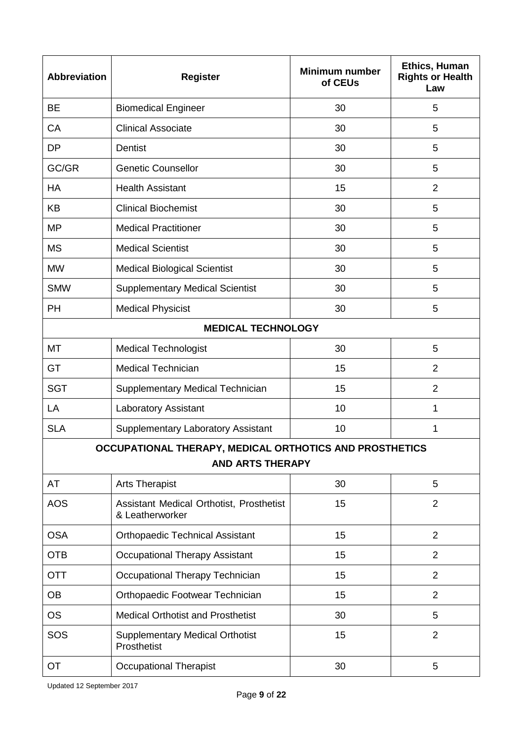| Abbreviation | Register | Minimum number of CEUs | Ethics, Human Rights or Health Law |
|---|---|---|---|
| BE | Biomedical Engineer | 30 | 5 |
| CA | Clinical Associate | 30 | 5 |
| DP | Dentist | 30 | 5 |
| GC/GR | Genetic Counsellor | 30 | 5 |
| HA | Health Assistant | 15 | 2 |
| KB | Clinical Biochemist | 30 | 5 |
| MP | Medical Practitioner | 30 | 5 |
| MS | Medical Scientist | 30 | 5 |
| MW | Medical Biological Scientist | 30 | 5 |
| SMW | Supplementary Medical Scientist | 30 | 5 |
| PH | Medical Physicist | 30 | 5 |
| **MEDICAL TECHNOLOGY** | | | |
| MT | Medical Technologist | 30 | 5 |
| GT | Medical Technician | 15 | 2 |
| SGT | Supplementary Medical Technician | 15 | 2 |
| LA | Laboratory Assistant | 10 | 1 |
| SLA | Supplementary Laboratory Assistant | 10 | 1 |
| **OCCUPATIONAL THERAPY, MEDICAL ORTHOTICS AND PROSTHETICS AND ARTS THERAPY** | | | |
| AT | Arts Therapist | 30 | 5 |
| AOS | Assistant Medical Orthotist, Prosthetist & Leatherworker | 15 | 2 |
| OSA | Orthopaedic Technical Assistant | 15 | 2 |
| OTB | Occupational Therapy Assistant | 15 | 2 |
| OTT | Occupational Therapy Technician | 15 | 2 |
| OB | Orthopaedic Footwear Technician | 15 | 2 |
| OS | Medical Orthotist and Prosthetist | 30 | 5 |
| SOS | Supplementary Medical Orthotist Prosthetist | 15 | 2 |
| OT | Occupational Therapist | 30 | 5 |

Updated 12 September 2017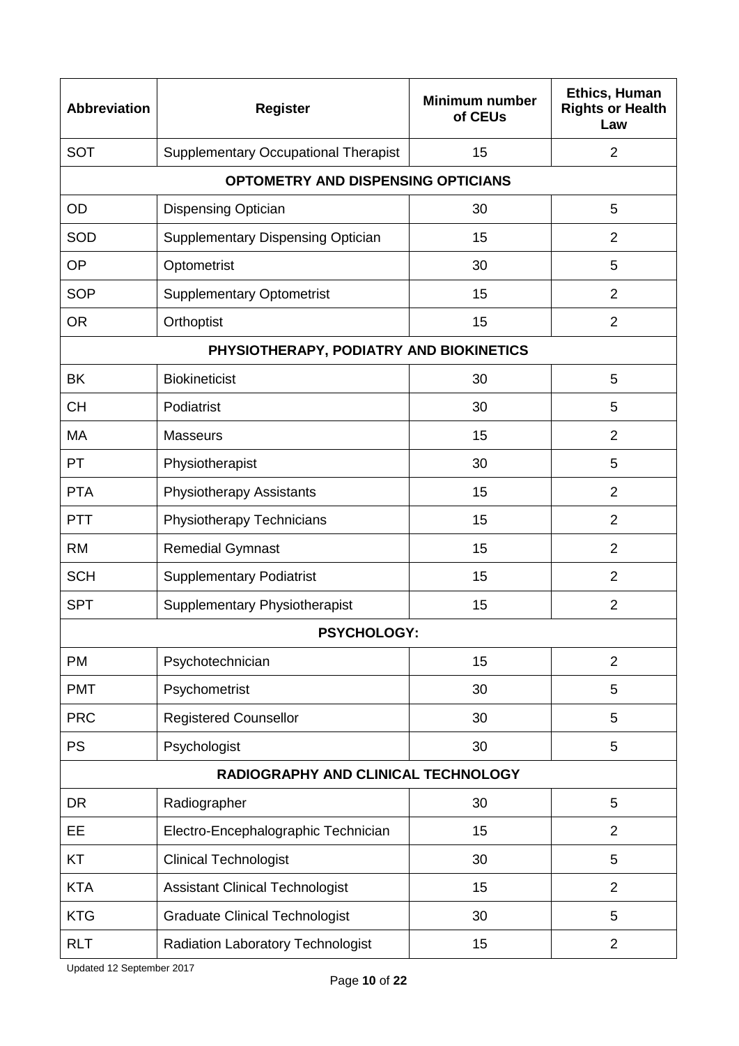| Abbreviation | Register | Minimum number of CEUs | Ethics, Human Rights or Health Law |
|---|---|---|---|
| SOT | Supplementary Occupational Therapist | 15 | 2 |
| **OPTOMETRY AND DISPENSING OPTICIANS** | | | |
| OD | Dispensing Optician | 30 | 5 |
| SOD | Supplementary Dispensing Optician | 15 | 2 |
| OP | Optometrist | 30 | 5 |
| SOP | Supplementary Optometrist | 15 | 2 |
| OR | Orthoptist | 15 | 2 |
| **PHYSIOTHERAPY, PODIATRY AND BIOKINETICS** | | | |
| BK | Biokineticist | 30 | 5 |
| CH | Podiatrist | 30 | 5 |
| MA | Masseurs | 15 | 2 |
| PT | Physiotherapist | 30 | 5 |
| PTA | Physiotherapy Assistants | 15 | 2 |
| PTT | Physiotherapy Technicians | 15 | 2 |
| RM | Remedial Gymnast | 15 | 2 |
| SCH | Supplementary Podiatrist | 15 | 2 |
| SPT | Supplementary Physiotherapist | 15 | 2 |
| **PSYCHOLOGY:** | | | |
| PM | Psychotechnician | 15 | 2 |
| PMT | Psychometrist | 30 | 5 |
| PRC | Registered Counsellor | 30 | 5 |
| PS | Psychologist | 30 | 5 |
| **RADIOGRAPHY AND CLINICAL TECHNOLOGY** | | | |
| DR | Radiographer | 30 | 5 |
| EE | Electro-Encephalographic Technician | 15 | 2 |
| KT | Clinical Technologist | 30 | 5 |
| KTA | Assistant Clinical Technologist | 15 | 2 |
| KTG | Graduate Clinical Technologist | 30 | 5 |
| RLT | Radiation Laboratory Technologist | 15 | 2 |

Updated 12 September 2017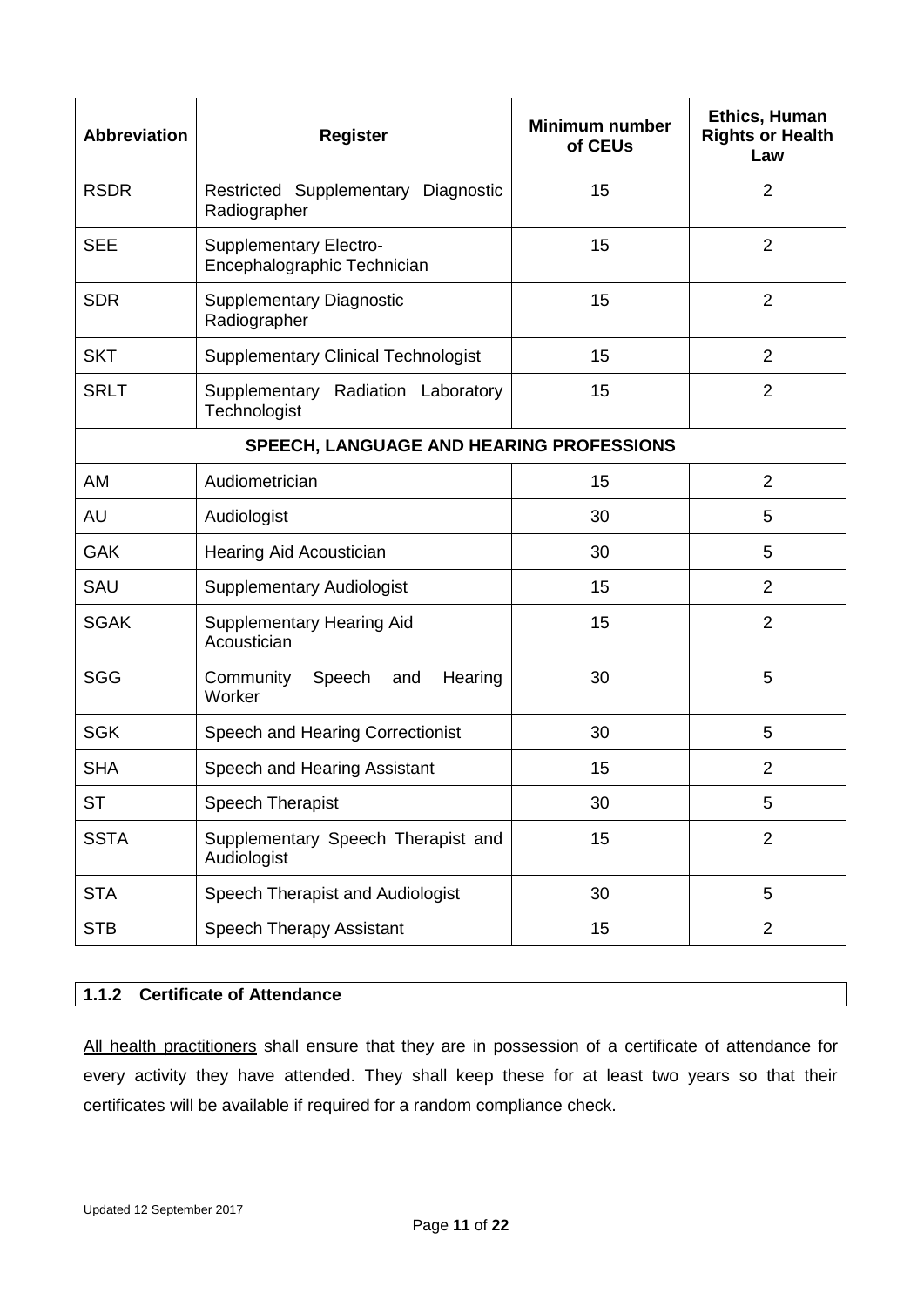| Abbreviation | Register | Minimum number of CEUs | Ethics, Human Rights or Health Law |
|---|---|---|---|
| RSDR | Restricted Supplementary Diagnostic Radiographer | 15 | 2 |
| SEE | Supplementary Electro-Encephalographic Technician | 15 | 2 |
| SDR | Supplementary Diagnostic Radiographer | 15 | 2 |
| SKT | Supplementary Clinical Technologist | 15 | 2 |
| SRLT | Supplementary Radiation Laboratory Technologist | 15 | 2 |
| **SPEECH, LANGUAGE AND HEARING PROFESSIONS** | | | |
| AM | Audiometrician | 15 | 2 |
| AU | Audiologist | 30 | 5 |
| GAK | Hearing Aid Acoustician | 30 | 5 |
| SAU | Supplementary Audiologist | 15 | 2 |
| SGAK | Supplementary Hearing Aid Acoustician | 15 | 2 |
| SGG | Community Speech and Hearing Worker | 30 | 5 |
| SGK | Speech and Hearing Correctionist | 30 | 5 |
| SHA | Speech and Hearing Assistant | 15 | 2 |
| ST | Speech Therapist | 30 | 5 |
| SSTA | Supplementary Speech Therapist and Audiologist | 15 | 2 |
| STA | Speech Therapist and Audiologist | 30 | 5 |
| STB | Speech Therapy Assistant | 15 | 2 |

### 1.1.2 Certificate of Attendance

All health practitioners shall ensure that they are in possession of a certificate of attendance for every activity they have attended. They shall keep these for at least two years so that their certificates will be available if required for a random compliance check.

Updated 12 September 2017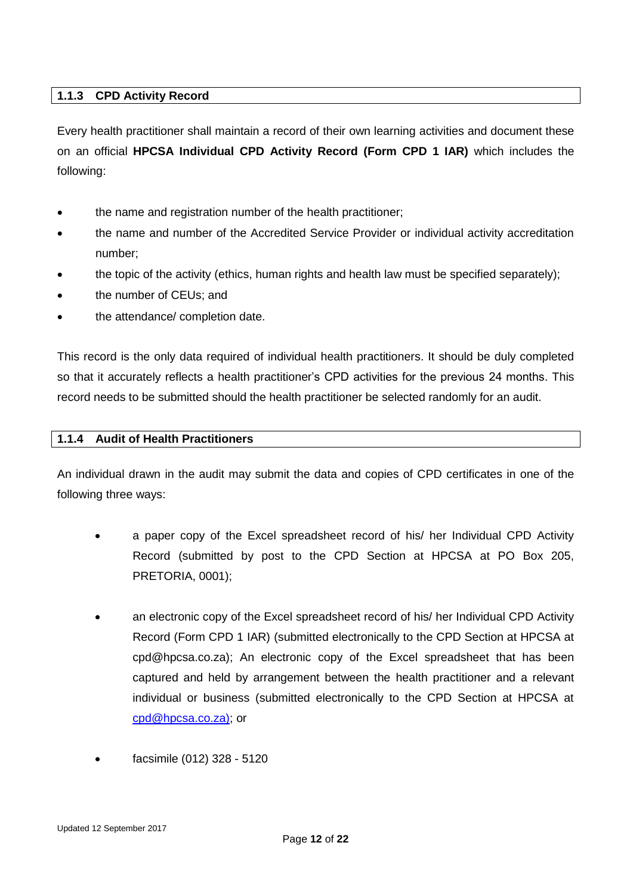### 1.1.3 CPD Activity Record

Every health practitioner shall maintain a record of their own learning activities and document these on an official **HPCSA Individual CPD Activity Record (Form CPD 1 IAR)** which includes the following:

- the name and registration number of the health practitioner;
- the name and number of the Accredited Service Provider or individual activity accreditation number;
- the topic of the activity (ethics, human rights and health law must be specified separately);
- the number of CEUs; and
- the attendance/ completion date.

This record is the only data required of individual health practitioners. It should be duly completed so that it accurately reflects a health practitioner's CPD activities for the previous 24 months. This record needs to be submitted should the health practitioner be selected randomly for an audit.

### 1.1.4 Audit of Health Practitioners

An individual drawn in the audit may submit the data and copies of CPD certificates in one of the following three ways:

- a paper copy of the Excel spreadsheet record of his/ her Individual CPD Activity Record (submitted by post to the CPD Section at HPCSA at PO Box 205, PRETORIA, 0001);

- an electronic copy of the Excel spreadsheet record of his/ her Individual CPD Activity Record (Form CPD 1 IAR) (submitted electronically to the CPD Section at HPCSA at cpd@hpcsa.co.za); An electronic copy of the Excel spreadsheet that has been captured and held by arrangement between the health practitioner and a relevant individual or business (submitted electronically to the CPD Section at HPCSA at cpd@hpcsa.co.za); or

- facsimile (012) 328 - 5120

Updated 12 September 2017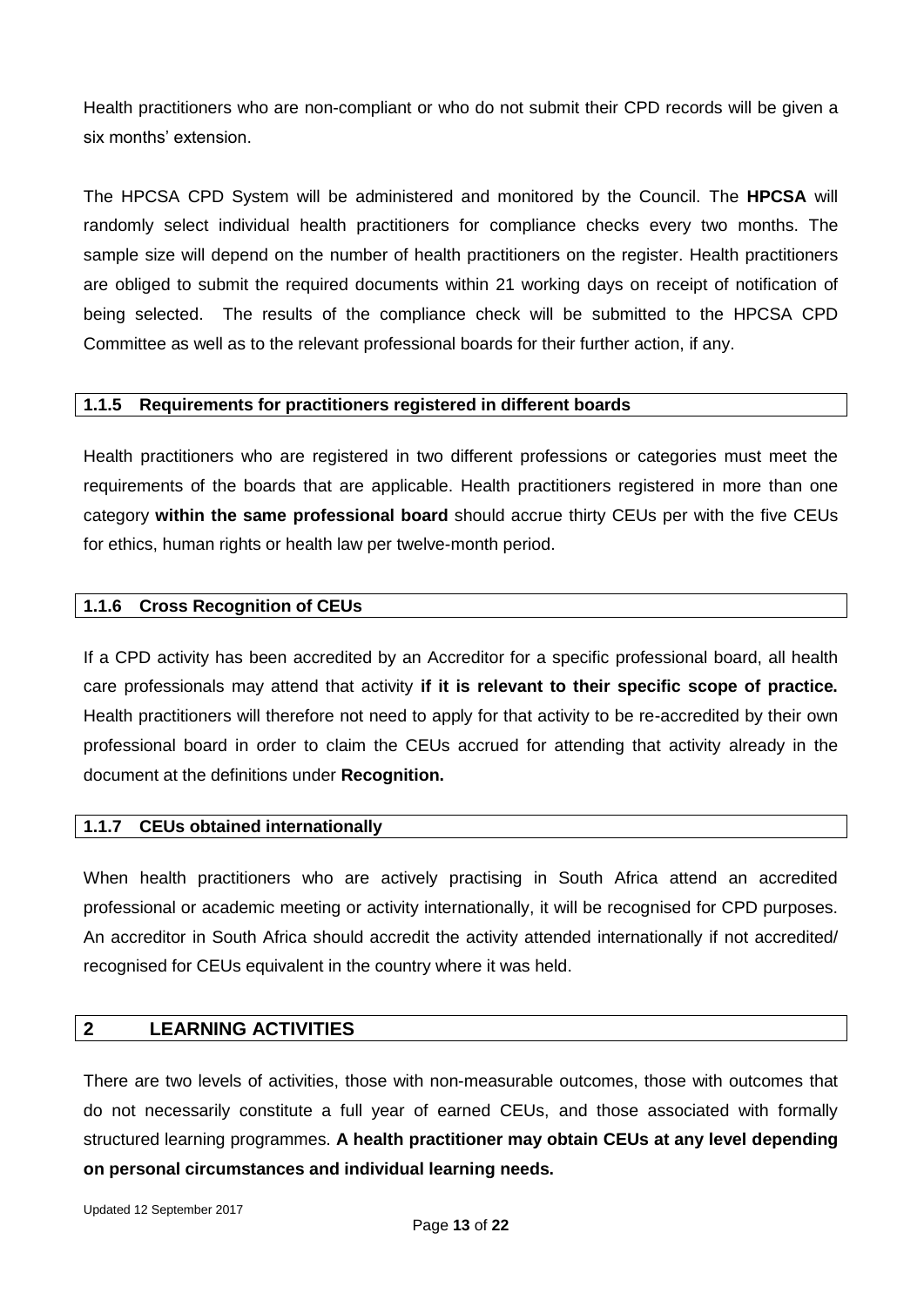Health practitioners who are non-compliant or who do not submit their CPD records will be given a six months' extension.

The HPCSA CPD System will be administered and monitored by the Council. The **HPCSA** will randomly select individual health practitioners for compliance checks every two months. The sample size will depend on the number of health practitioners on the register. Health practitioners are obliged to submit the required documents within 21 working days on receipt of notification of being selected. The results of the compliance check will be submitted to the HPCSA CPD Committee as well as to the relevant professional boards for their further action, if any.

#### 1.1.5 Requirements for practitioners registered in different boards

Health practitioners who are registered in two different professions or categories must meet the requirements of the boards that are applicable. Health practitioners registered in more than one category **within the same professional board** should accrue thirty CEUs per with the five CEUs for ethics, human rights or health law per twelve-month period.

#### 1.1.6 Cross Recognition of CEUs

If a CPD activity has been accredited by an Accreditor for a specific professional board, all health care professionals may attend that activity **if it is relevant to their specific scope of practice.** Health practitioners will therefore not need to apply for that activity to be re-accredited by their own professional board in order to claim the CEUs accrued for attending that activity already in the document at the definitions under **Recognition.**

#### 1.1.7 CEUs obtained internationally

When health practitioners who are actively practising in South Africa attend an accredited professional or academic meeting or activity internationally, it will be recognised for CPD purposes. An accreditor in South Africa should accredit the activity attended internationally if not accredited/ recognised for CEUs equivalent in the country where it was held.

## 2 LEARNING ACTIVITIES

There are two levels of activities, those with non-measurable outcomes, those with outcomes that do not necessarily constitute a full year of earned CEUs, and those associated with formally structured learning programmes. **A health practitioner may obtain CEUs at any level depending on personal circumstances and individual learning needs.**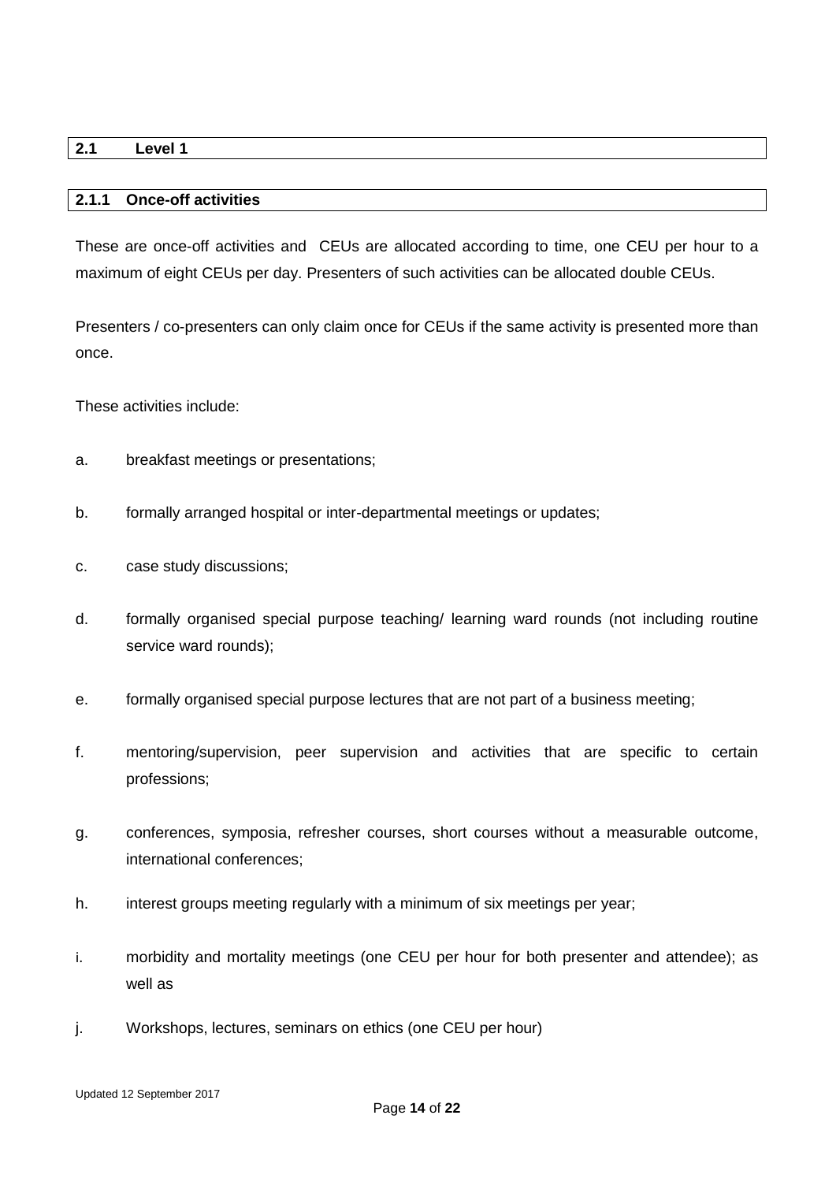## 2.1 Level 1

### 2.1.1 Once-off activities

These are once-off activities and CEUs are allocated according to time, one CEU per hour to a maximum of eight CEUs per day. Presenters of such activities can be allocated double CEUs.

Presenters / co-presenters can only claim once for CEUs if the same activity is presented more than once.

These activities include:

a. breakfast meetings or presentations;

b. formally arranged hospital or inter-departmental meetings or updates;

c. case study discussions;

d. formally organised special purpose teaching/ learning ward rounds (not including routine service ward rounds);

e. formally organised special purpose lectures that are not part of a business meeting;

f. mentoring/supervision, peer supervision and activities that are specific to certain professions;

g. conferences, symposia, refresher courses, short courses without a measurable outcome, international conferences;

h. interest groups meeting regularly with a minimum of six meetings per year;

i. morbidity and mortality meetings (one CEU per hour for both presenter and attendee); as well as

j. Workshops, lectures, seminars on ethics (one CEU per hour)

Updated 12 September 2017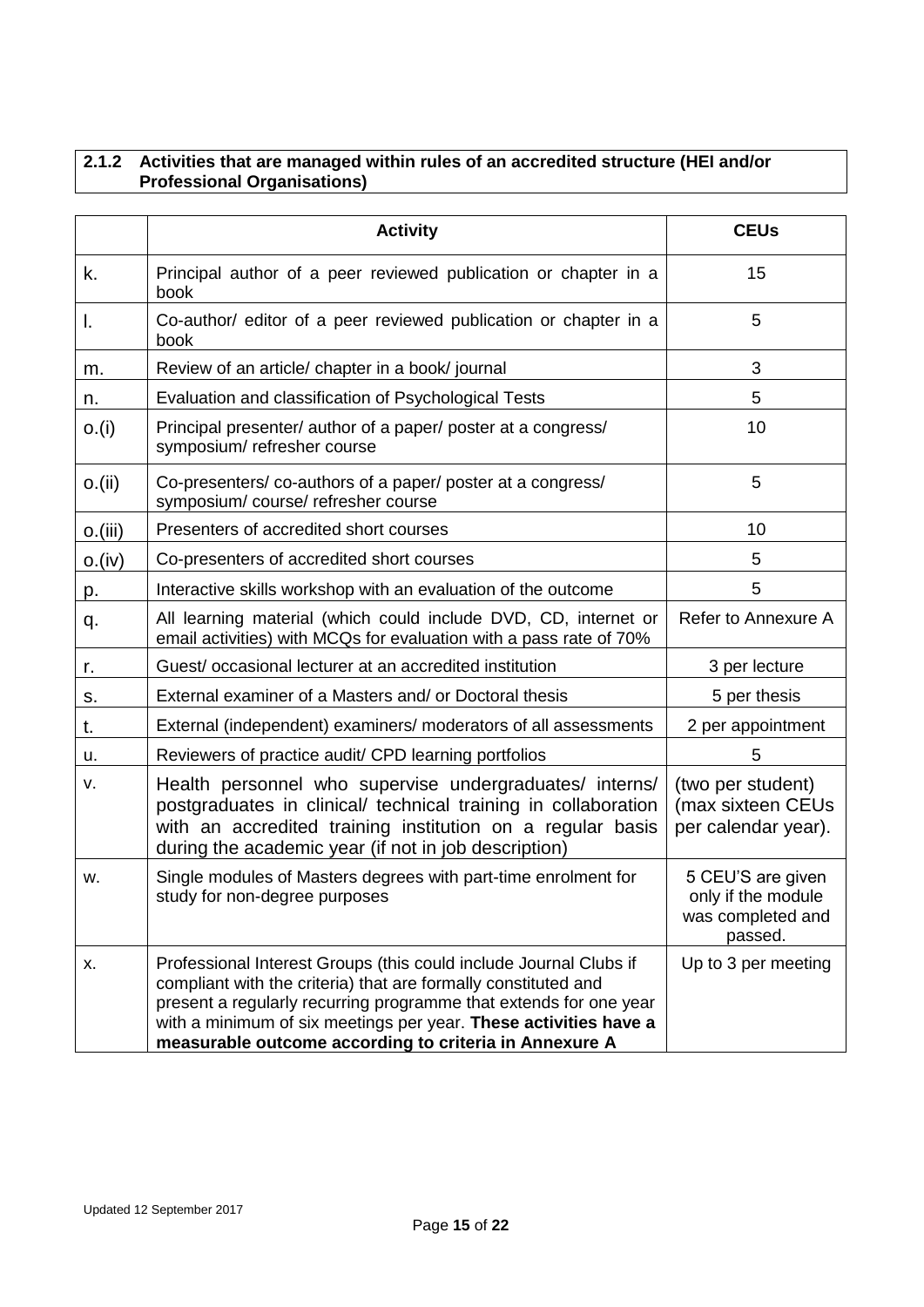### 2.1.2 Activities that are managed within rules of an accredited structure (HEI and/or Professional Organisations)

| | Activity | CEUs |
|---|---|---|
| k. | Principal author of a peer reviewed publication or chapter in a book | 15 |
| l. | Co-author/ editor of a peer reviewed publication or chapter in a book | 5 |
| m. | Review of an article/ chapter in a book/ journal | 3 |
| n. | Evaluation and classification of Psychological Tests | 5 |
| o.(i) | Principal presenter/ author of a paper/ poster at a congress/ symposium/ refresher course | 10 |
| o.(ii) | Co-presenters/ co-authors of a paper/ poster at a congress/ symposium/ course/ refresher course | 5 |
| o.(iii) | Presenters of accredited short courses | 10 |
| o.(iv) | Co-presenters of accredited short courses | 5 |
| p. | Interactive skills workshop with an evaluation of the outcome | 5 |
| q. | All learning material (which could include DVD, CD, internet or email activities) with MCQs for evaluation with a pass rate of 70% | Refer to Annexure A |
| r. | Guest/ occasional lecturer at an accredited institution | 3 per lecture |
| s. | External examiner of a Masters and/ or Doctoral thesis | 5 per thesis |
| t. | External (independent) examiners/ moderators of all assessments | 2 per appointment |
| u. | Reviewers of practice audit/ CPD learning portfolios | 5 |
| v. | Health personnel who supervise undergraduates/ interns/ postgraduates in clinical/ technical training in collaboration with an accredited training institution on a regular basis during the academic year (if not in job description) | (two per student) (max sixteen CEUs per calendar year). |
| w. | Single modules of Masters degrees with part-time enrolment for study for non-degree purposes | 5 CEU'S are given only if the module was completed and passed. |
| x. | Professional Interest Groups (this could include Journal Clubs if compliant with the criteria) that are formally constituted and present a regularly recurring programme that extends for one year with a minimum of six meetings per year. **These activities have a measurable outcome according to criteria in Annexure A** | Up to 3 per meeting |

Updated 12 September 2017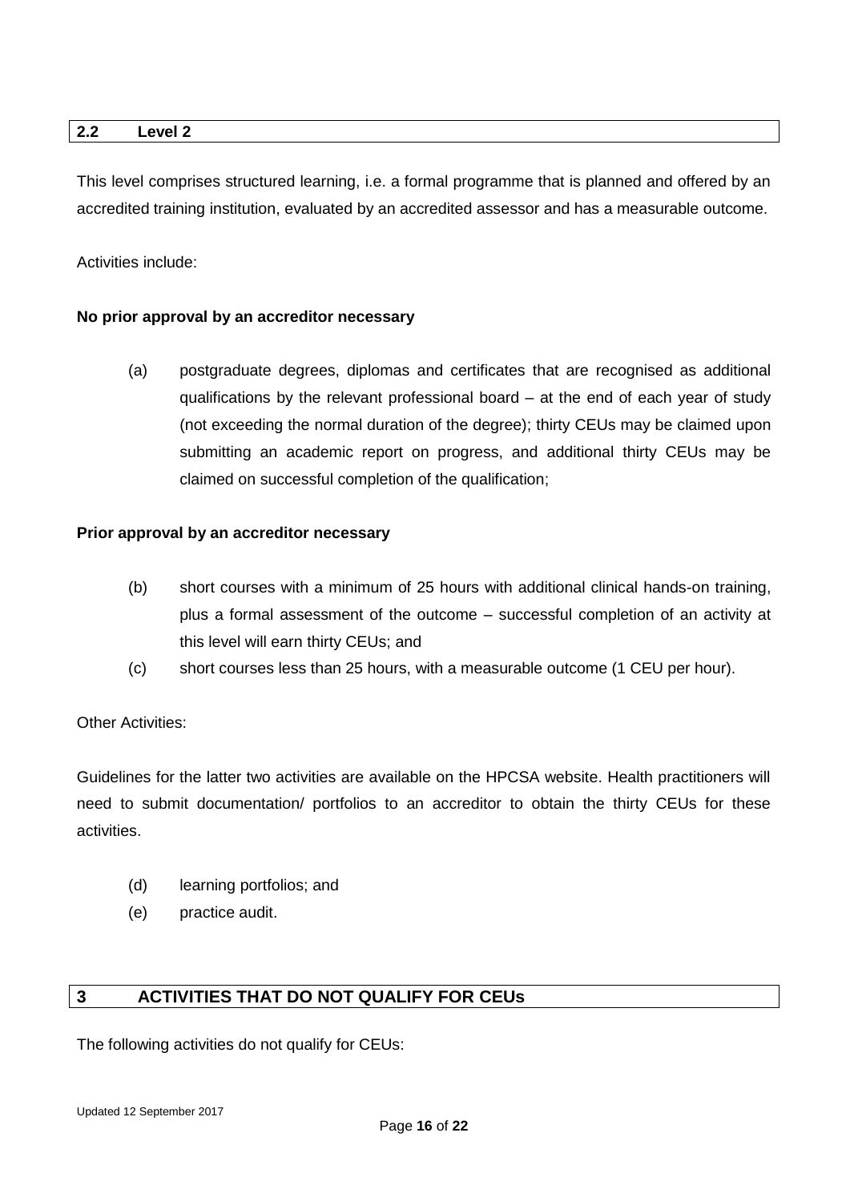## 2.2 Level 2

This level comprises structured learning, i.e. a formal programme that is planned and offered by an accredited training institution, evaluated by an accredited assessor and has a measurable outcome.

Activities include:

**No prior approval by an accreditor necessary**

(a) postgraduate degrees, diplomas and certificates that are recognised as additional qualifications by the relevant professional board – at the end of each year of study (not exceeding the normal duration of the degree); thirty CEUs may be claimed upon submitting an academic report on progress, and additional thirty CEUs may be claimed on successful completion of the qualification;

**Prior approval by an accreditor necessary**

(b) short courses with a minimum of 25 hours with additional clinical hands-on training, plus a formal assessment of the outcome – successful completion of an activity at this level will earn thirty CEUs; and

(c) short courses less than 25 hours, with a measurable outcome (1 CEU per hour).

Other Activities:

Guidelines for the latter two activities are available on the HPCSA website. Health practitioners will need to submit documentation/ portfolios to an accreditor to obtain the thirty CEUs for these activities.

(d) learning portfolios; and

(e) practice audit.

# 3 ACTIVITIES THAT DO NOT QUALIFY FOR CEUs

The following activities do not qualify for CEUs:

Updated 12 September 2017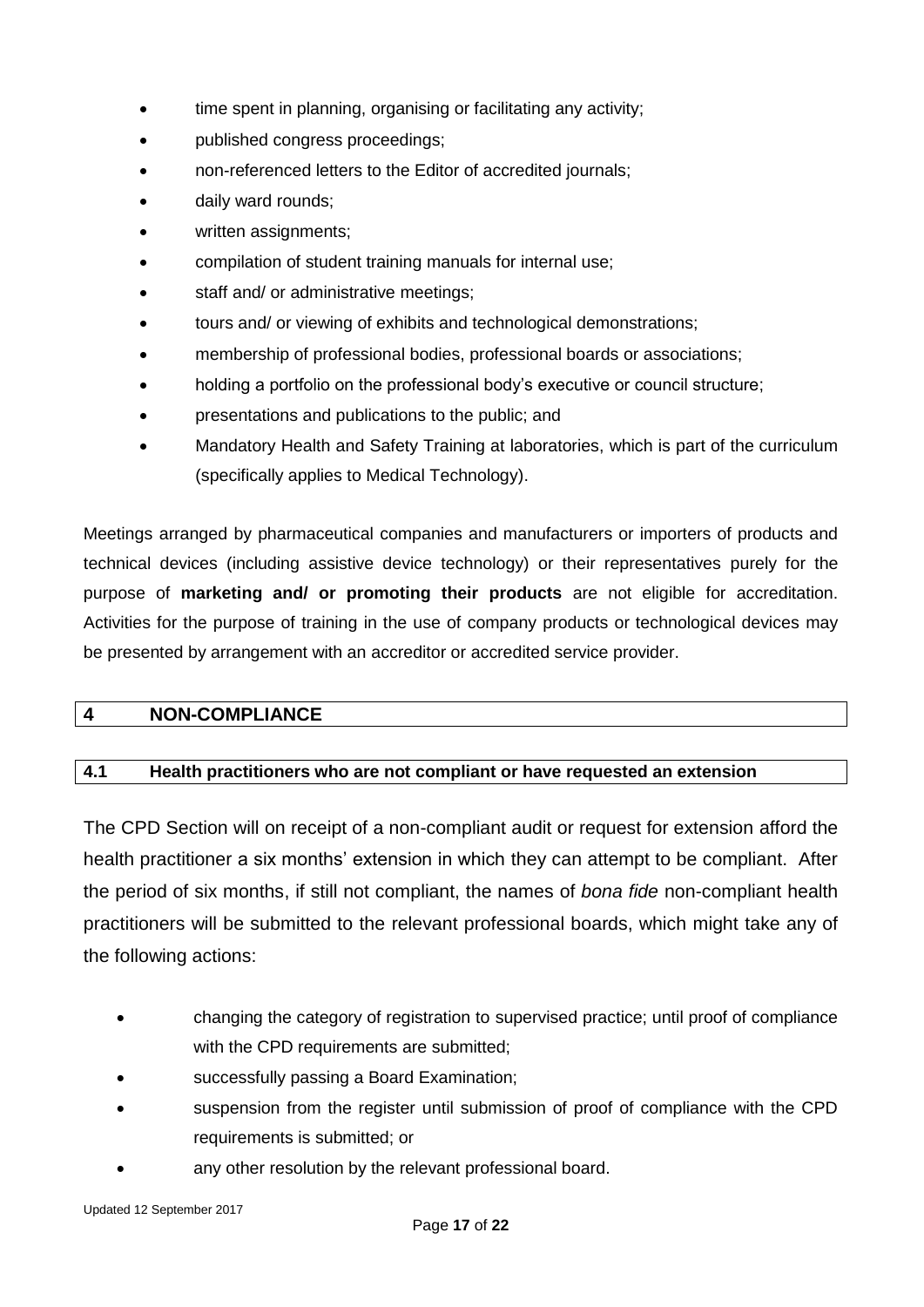- time spent in planning, organising or facilitating any activity;
- published congress proceedings;
- non-referenced letters to the Editor of accredited journals;
- daily ward rounds;
- written assignments;
- compilation of student training manuals for internal use;
- staff and/ or administrative meetings;
- tours and/ or viewing of exhibits and technological demonstrations;
- membership of professional bodies, professional boards or associations;
- holding a portfolio on the professional body's executive or council structure;
- presentations and publications to the public; and
- Mandatory Health and Safety Training at laboratories, which is part of the curriculum (specifically applies to Medical Technology).

Meetings arranged by pharmaceutical companies and manufacturers or importers of products and technical devices (including assistive device technology) or their representatives purely for the purpose of **marketing and/ or promoting their products** are not eligible for accreditation. Activities for the purpose of training in the use of company products or technological devices may be presented by arrangement with an accreditor or accredited service provider.

## 4 NON-COMPLIANCE

### 4.1 Health practitioners who are not compliant or have requested an extension

The CPD Section will on receipt of a non-compliant audit or request for extension afford the health practitioner a six months' extension in which they can attempt to be compliant. After the period of six months, if still not compliant, the names of *bona fide* non-compliant health practitioners will be submitted to the relevant professional boards, which might take any of the following actions:

- changing the category of registration to supervised practice; until proof of compliance with the CPD requirements are submitted;
- successfully passing a Board Examination;
- suspension from the register until submission of proof of compliance with the CPD requirements is submitted; or
- any other resolution by the relevant professional board.

Updated 12 September 2017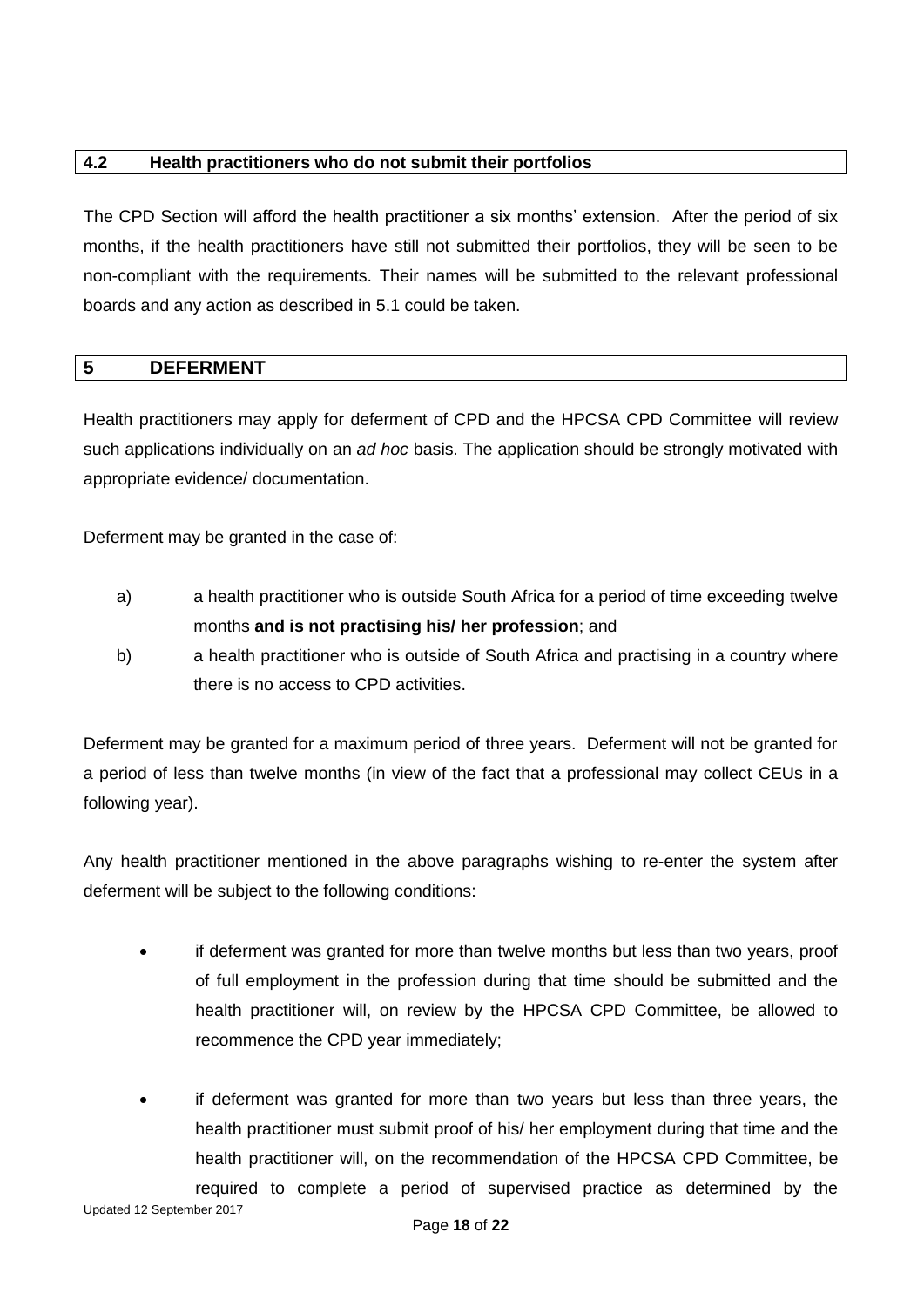## 4.2 Health practitioners who do not submit their portfolios

The CPD Section will afford the health practitioner a six months' extension. After the period of six months, if the health practitioners have still not submitted their portfolios, they will be seen to be non-compliant with the requirements. Their names will be submitted to the relevant professional boards and any action as described in 5.1 could be taken.

# 5 DEFERMENT

Health practitioners may apply for deferment of CPD and the HPCSA CPD Committee will review such applications individually on an *ad hoc* basis. The application should be strongly motivated with appropriate evidence/ documentation.

Deferment may be granted in the case of:

a) a health practitioner who is outside South Africa for a period of time exceeding twelve months **and is not practising his/ her profession**; and

b) a health practitioner who is outside of South Africa and practising in a country where there is no access to CPD activities.

Deferment may be granted for a maximum period of three years. Deferment will not be granted for a period of less than twelve months (in view of the fact that a professional may collect CEUs in a following year).

Any health practitioner mentioned in the above paragraphs wishing to re-enter the system after deferment will be subject to the following conditions:

- if deferment was granted for more than twelve months but less than two years, proof of full employment in the profession during that time should be submitted and the health practitioner will, on review by the HPCSA CPD Committee, be allowed to recommence the CPD year immediately;

- if deferment was granted for more than two years but less than three years, the health practitioner must submit proof of his/ her employment during that time and the health practitioner will, on the recommendation of the HPCSA CPD Committee, be required to complete a period of supervised practice as determined by the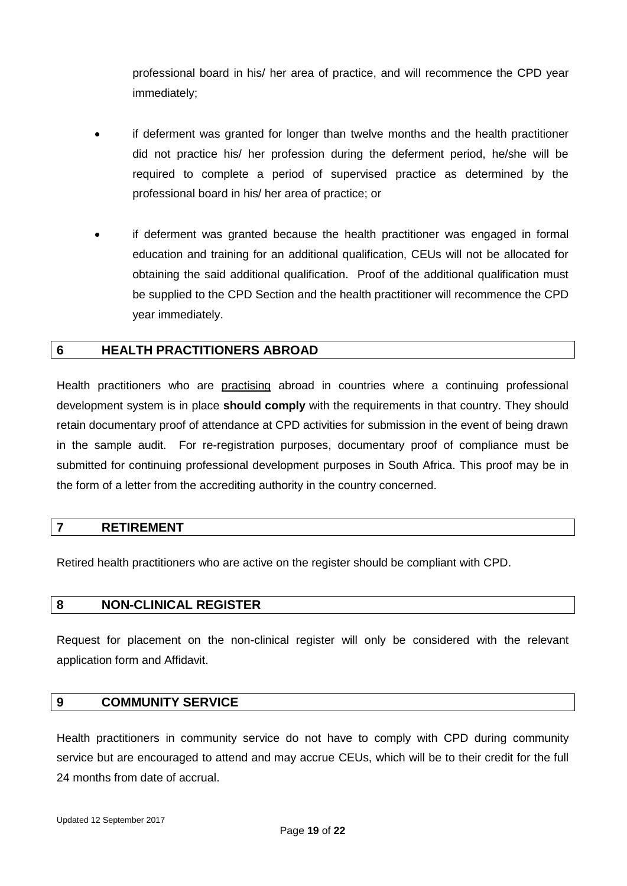professional board in his/ her area of practice, and will recommence the CPD year immediately;

- if deferment was granted for longer than twelve months and the health practitioner did not practice his/ her profession during the deferment period, he/she will be required to complete a period of supervised practice as determined by the professional board in his/ her area of practice; or
- if deferment was granted because the health practitioner was engaged in formal education and training for an additional qualification, CEUs will not be allocated for obtaining the said additional qualification. Proof of the additional qualification must be supplied to the CPD Section and the health practitioner will recommence the CPD year immediately.

## 6 HEALTH PRACTITIONERS ABROAD

Health practitioners who are practising abroad in countries where a continuing professional development system is in place **should comply** with the requirements in that country. They should retain documentary proof of attendance at CPD activities for submission in the event of being drawn in the sample audit. For re-registration purposes, documentary proof of compliance must be submitted for continuing professional development purposes in South Africa. This proof may be in the form of a letter from the accrediting authority in the country concerned.

## 7 RETIREMENT

Retired health practitioners who are active on the register should be compliant with CPD.

## 8 NON-CLINICAL REGISTER

Request for placement on the non-clinical register will only be considered with the relevant application form and Affidavit.

## 9 COMMUNITY SERVICE

Health practitioners in community service do not have to comply with CPD during community service but are encouraged to attend and may accrue CEUs, which will be to their credit for the full 24 months from date of accrual.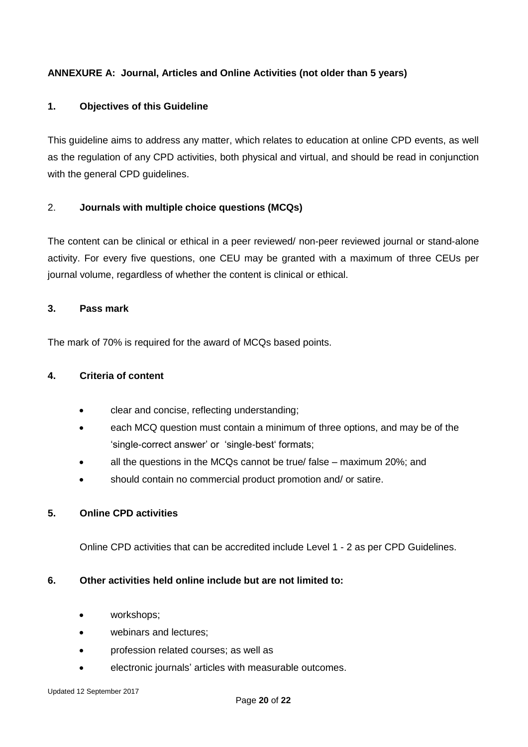**ANNEXURE A: Journal, Articles and Online Activities (not older than 5 years)**

**1. Objectives of this Guideline**

This guideline aims to address any matter, which relates to education at online CPD events, as well as the regulation of any CPD activities, both physical and virtual, and should be read in conjunction with the general CPD guidelines.

2. **Journals with multiple choice questions (MCQs)**

The content can be clinical or ethical in a peer reviewed/ non-peer reviewed journal or stand-alone activity. For every five questions, one CEU may be granted with a maximum of three CEUs per journal volume, regardless of whether the content is clinical or ethical.

**3. Pass mark**

The mark of 70% is required for the award of MCQs based points.

**4. Criteria of content**

- clear and concise, reflecting understanding;
- each MCQ question must contain a minimum of three options, and may be of the 'single-correct answer' or 'single-best' formats;
- all the questions in the MCQs cannot be true/ false – maximum 20%; and
- should contain no commercial product promotion and/ or satire.

**5. Online CPD activities**

Online CPD activities that can be accredited include Level 1 - 2 as per CPD Guidelines.

**6. Other activities held online include but are not limited to:**

- workshops;
- webinars and lectures;
- profession related courses; as well as
- electronic journals' articles with measurable outcomes.

Updated 12 September 2017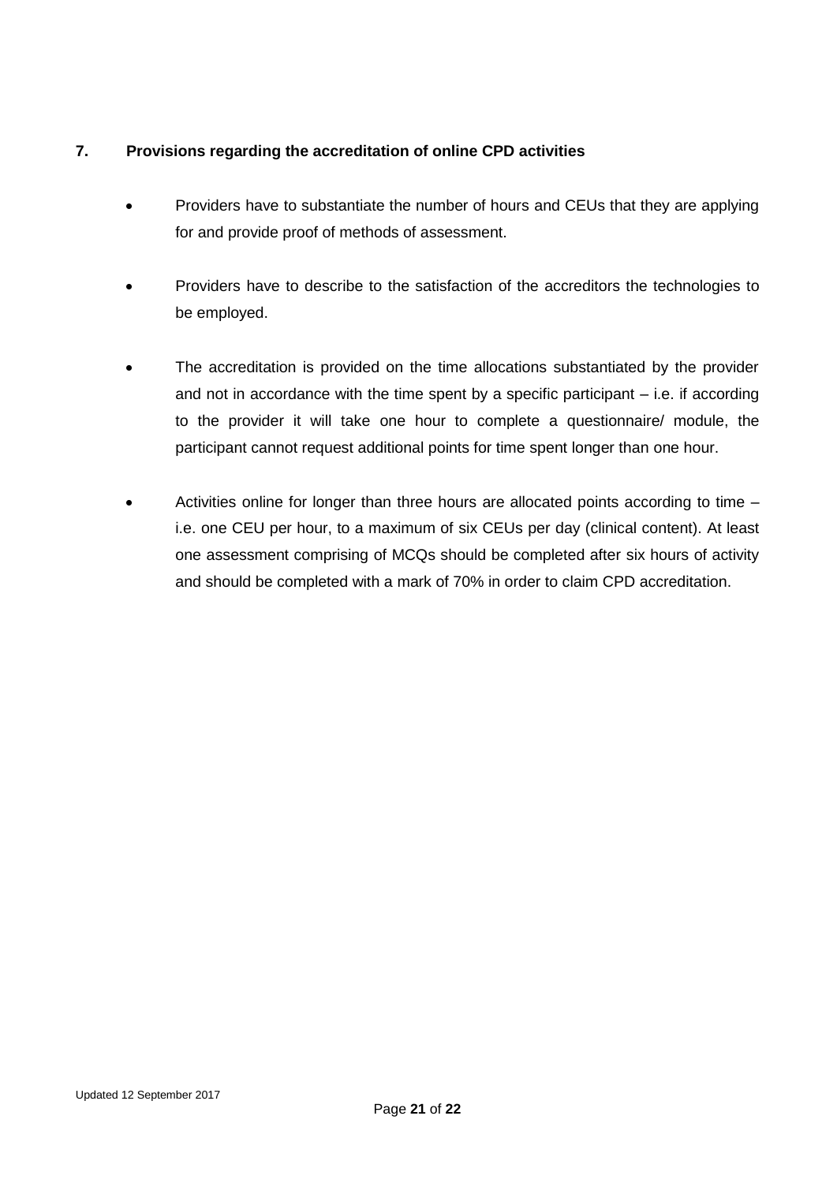## 7. Provisions regarding the accreditation of online CPD activities

- Providers have to substantiate the number of hours and CEUs that they are applying for and provide proof of methods of assessment.
- Providers have to describe to the satisfaction of the accreditors the technologies to be employed.
- The accreditation is provided on the time allocations substantiated by the provider and not in accordance with the time spent by a specific participant – i.e. if according to the provider it will take one hour to complete a questionnaire/ module, the participant cannot request additional points for time spent longer than one hour.
- Activities online for longer than three hours are allocated points according to time – i.e. one CEU per hour, to a maximum of six CEUs per day (clinical content). At least one assessment comprising of MCQs should be completed after six hours of activity and should be completed with a mark of 70% in order to claim CPD accreditation.

Updated 12 September 2017